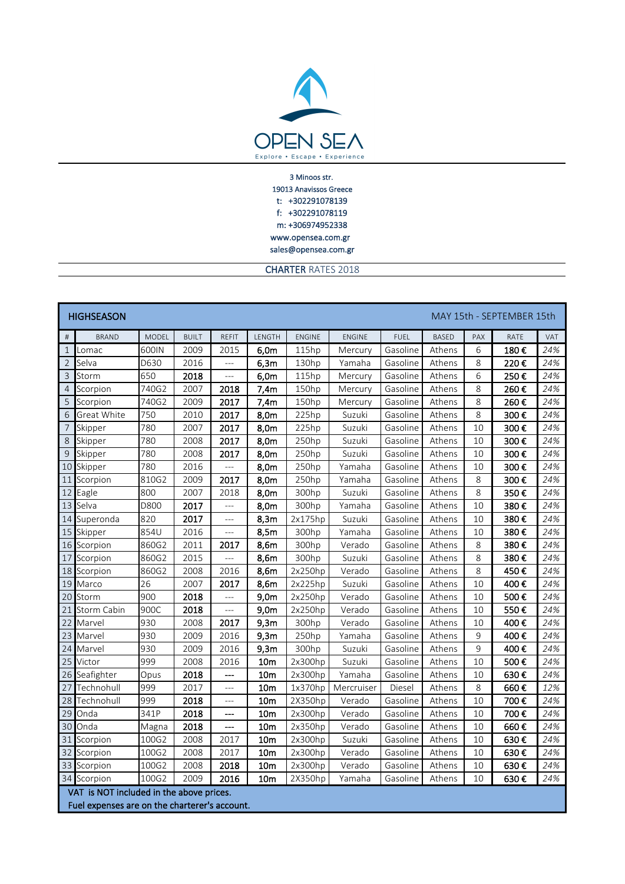# OPEN SEA

Explore • Escape • Experience

3 Minoos str.
19013 Anavissos Greece
t: +302291078139
f: +302291078119
m: +306974952338
www.opensea.com.gr
sales@opensea.com.gr

**CHARTER** RATES 2018

| **HIGHSEASON** | | | | | | | | | | | MAY 15th - SEPTEMBER 15th | |
|---|---|---|---|---|---|---|---|---|---|---|---|---|
| # | BRAND | MODEL | BUILT | REFIT | LENGTH | ENGINE | ENGINE | FUEL | BASED | PAX | RATE | VAT |
| 1 | Lomac | 600IN | 2009 | 2015 | **6,0m** | 115hp | Mercury | Gasoline | Athens | 6 | **180 €** | *24%* |
| 2 | Selva | D630 | 2016 | --- | **6,3m** | 130hp | Yamaha | Gasoline | Athens | 8 | **220 €** | *24%* |
| 3 | Storm | 650 | **2018** | --- | **6,0m** | 115hp | Mercury | Gasoline | Athens | 6 | **250 €** | *24%* |
| 4 | Scorpion | 740G2 | 2007 | **2018** | **7,4m** | 150hp | Mercury | Gasoline | Athens | 8 | **260 €** | *24%* |
| 5 | Scorpion | 740G2 | 2009 | **2017** | **7,4m** | 150hp | Mercury | Gasoline | Athens | 8 | **260 €** | *24%* |
| 6 | Great White | 750 | 2010 | **2017** | **8,0m** | 225hp | Suzuki | Gasoline | Athens | 8 | **300 €** | *24%* |
| 7 | Skipper | 780 | 2007 | **2017** | **8,0m** | 225hp | Suzuki | Gasoline | Athens | 10 | **300 €** | *24%* |
| 8 | Skipper | 780 | 2008 | **2017** | **8,0m** | 250hp | Suzuki | Gasoline | Athens | 10 | **300 €** | *24%* |
| 9 | Skipper | 780 | 2008 | **2017** | **8,0m** | 250hp | Suzuki | Gasoline | Athens | 10 | **300 €** | *24%* |
| 10 | Skipper | 780 | 2016 | --- | **8,0m** | 250hp | Yamaha | Gasoline | Athens | 10 | **300 €** | *24%* |
| 11 | Scorpion | 810G2 | 2009 | **2017** | **8,0m** | 250hp | Yamaha | Gasoline | Athens | 8 | **300 €** | *24%* |
| 12 | Eagle | 800 | 2007 | 2018 | **8,0m** | 300hp | Suzuki | Gasoline | Athens | 8 | **350 €** | *24%* |
| 13 | Selva | D800 | **2017** | --- | **8,0m** | 300hp | Yamaha | Gasoline | Athens | 10 | **380 €** | *24%* |
| 14 | Superonda | 820 | **2017** | --- | **8,3m** | 2x175hp | Suzuki | Gasoline | Athens | 10 | **380 €** | *24%* |
| 15 | Skipper | 854U | 2016 | --- | **8,5m** | 300hp | Yamaha | Gasoline | Athens | 10 | **380 €** | *24%* |
| 16 | Scorpion | 860G2 | 2011 | **2017** | **8,6m** | 300hp | Verado | Gasoline | Athens | 8 | **380 €** | *24%* |
| 17 | Scorpion | 860G2 | 2015 | --- | **8,6m** | 300hp | Suzuki | Gasoline | Athens | 8 | **380 €** | *24%* |
| 18 | Scorpion | 860G2 | 2008 | 2016 | **8,6m** | 2x250hp | Verado | Gasoline | Athens | 8 | **450 €** | *24%* |
| 19 | Marco | 26 | 2007 | **2017** | **8,6m** | 2x225hp | Suzuki | Gasoline | Athens | 10 | **400 €** | *24%* |
| 20 | Storm | 900 | **2018** | --- | **9,0m** | 2x250hp | Verado | Gasoline | Athens | 10 | **500 €** | *24%* |
| 21 | Storm Cabin | 900C | **2018** | --- | **9,0m** | 2x250hp | Verado | Gasoline | Athens | 10 | **550 €** | *24%* |
| 22 | Marvel | 930 | 2008 | **2017** | **9,3m** | 300hp | Verado | Gasoline | Athens | 10 | **400 €** | *24%* |
| 23 | Marvel | 930 | 2009 | 2016 | **9,3m** | 250hp | Yamaha | Gasoline | Athens | 9 | **400 €** | *24%* |
| 24 | Marvel | 930 | 2009 | 2016 | **9,3m** | 300hp | Suzuki | Gasoline | Athens | 9 | **400 €** | *24%* |
| 25 | Victor | 999 | 2008 | 2016 | **10m** | 2x300hp | Suzuki | Gasoline | Athens | 10 | **500 €** | *24%* |
| 26 | Seafighter | Opus | **2018** | **---** | **10m** | 2x300hp | Yamaha | Gasoline | Athens | 10 | **630 €** | *24%* |
| 27 | Technohull | 999 | 2017 | --- | **10m** | 1x370hp | Mercruiser | Diesel | Athens | 8 | **660 €** | *12%* |
| 28 | Technohull | 999 | **2018** | --- | **10m** | 2X350hp | Verado | Gasoline | Athens | 10 | **700 €** | *24%* |
| 29 | Onda | 341P | **2018** | **---** | **10m** | 2x300hp | Verado | Gasoline | Athens | 10 | **700 €** | *24%* |
| 30 | Onda | Magna | **2018** | **---** | **10m** | 2x350hp | Verado | Gasoline | Athens | 10 | **660 €** | *24%* |
| 31 | Scorpion | 100G2 | 2008 | 2017 | **10m** | 2x300hp | Suzuki | Gasoline | Athens | 10 | **630 €** | *24%* |
| 32 | Scorpion | 100G2 | 2008 | 2017 | **10m** | 2x300hp | Verado | Gasoline | Athens | 10 | **630 €** | *24%* |
| 33 | Scorpion | 100G2 | 2008 | **2018** | **10m** | 2x300hp | Verado | Gasoline | Athens | 10 | **630 €** | *24%* |
| 34 | Scorpion | 100G2 | 2009 | **2016** | **10m** | 2X350hp | Yamaha | Gasoline | Athens | 10 | **630 €** | *24%* |

VAT is NOT included in the above prices.
Fuel expenses are on the charterer's account.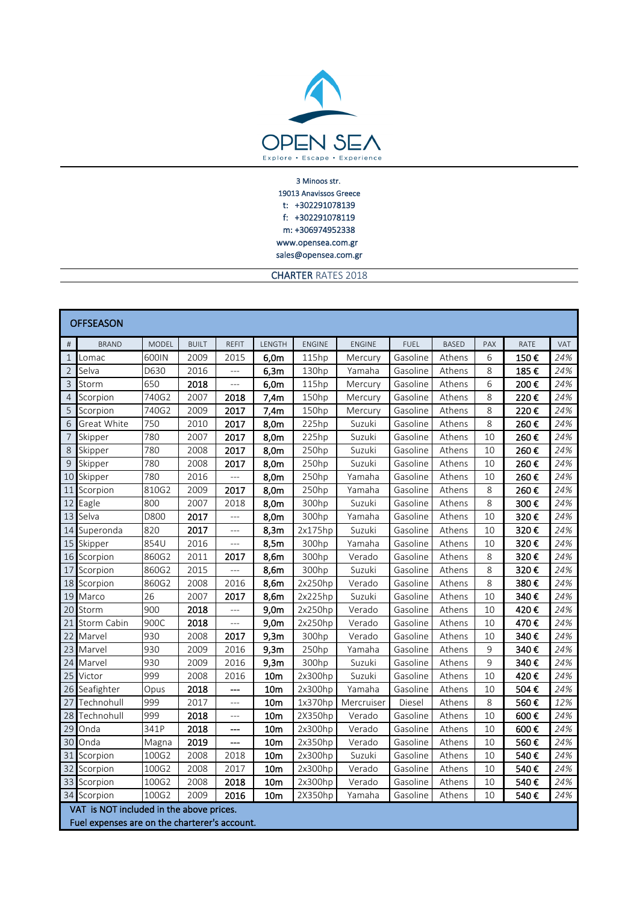OPEN SEA

Explore • Escape • Experience

3 Minoos str.
19013 Anavissos Greece
t: +302291078139
f: +302291078119
m: +306974952338
www.opensea.com.gr
sales@opensea.com.gr

**CHARTER** RATES 2018

## OFFSEASON

| # | BRAND | MODEL | BUILT | REFIT | LENGTH | ENGINE | ENGINE | FUEL | BASED | PAX | RATE | VAT |
|---|---|---|---|---|---|---|---|---|---|---|---|---|
| 1 | Lomac | 600IN | 2009 | 2015 | **6,0m** | 115hp | Mercury | Gasoline | Athens | 6 | **150 €** | *24%* |
| 2 | Selva | D630 | 2016 | --- | **6,3m** | 130hp | Yamaha | Gasoline | Athens | 8 | **185 €** | *24%* |
| 3 | Storm | 650 | **2018** | --- | **6,0m** | 115hp | Mercury | Gasoline | Athens | 6 | **200 €** | *24%* |
| 4 | Scorpion | 740G2 | 2007 | **2018** | **7,4m** | 150hp | Mercury | Gasoline | Athens | 8 | **220 €** | *24%* |
| 5 | Scorpion | 740G2 | 2009 | **2017** | **7,4m** | 150hp | Mercury | Gasoline | Athens | 8 | **220 €** | *24%* |
| 6 | Great White | 750 | 2010 | **2017** | **8,0m** | 225hp | Suzuki | Gasoline | Athens | 8 | **260 €** | *24%* |
| 7 | Skipper | 780 | 2007 | **2017** | **8,0m** | 225hp | Suzuki | Gasoline | Athens | 10 | **260 €** | *24%* |
| 8 | Skipper | 780 | 2008 | **2017** | **8,0m** | 250hp | Suzuki | Gasoline | Athens | 10 | **260 €** | *24%* |
| 9 | Skipper | 780 | 2008 | **2017** | **8,0m** | 250hp | Suzuki | Gasoline | Athens | 10 | **260 €** | *24%* |
| 10 | Skipper | 780 | 2016 | --- | **8,0m** | 250hp | Yamaha | Gasoline | Athens | 10 | **260 €** | *24%* |
| 11 | Scorpion | 810G2 | 2009 | **2017** | **8,0m** | 250hp | Yamaha | Gasoline | Athens | 8 | **260 €** | *24%* |
| 12 | Eagle | 800 | 2007 | 2018 | **8,0m** | 300hp | Suzuki | Gasoline | Athens | 8 | **300 €** | *24%* |
| 13 | Selva | D800 | **2017** | --- | **8,0m** | 300hp | Yamaha | Gasoline | Athens | 10 | **320 €** | *24%* |
| 14 | Superonda | 820 | **2017** | --- | **8,3m** | 2x175hp | Suzuki | Gasoline | Athens | 10 | **320 €** | *24%* |
| 15 | Skipper | 854U | 2016 | --- | **8,5m** | 300hp | Yamaha | Gasoline | Athens | 10 | **320 €** | *24%* |
| 16 | Scorpion | 860G2 | 2011 | **2017** | **8,6m** | 300hp | Verado | Gasoline | Athens | 8 | **320 €** | *24%* |
| 17 | Scorpion | 860G2 | 2015 | --- | **8,6m** | 300hp | Suzuki | Gasoline | Athens | 8 | **320 €** | *24%* |
| 18 | Scorpion | 860G2 | 2008 | 2016 | **8,6m** | 2x250hp | Verado | Gasoline | Athens | 8 | **380 €** | *24%* |
| 19 | Marco | 26 | 2007 | **2017** | **8,6m** | 2x225hp | Suzuki | Gasoline | Athens | 10 | **340 €** | *24%* |
| 20 | Storm | 900 | **2018** | --- | **9,0m** | 2x250hp | Verado | Gasoline | Athens | 10 | **420 €** | *24%* |
| 21 | Storm Cabin | 900C | **2018** | --- | **9,0m** | 2x250hp | Verado | Gasoline | Athens | 10 | **470 €** | *24%* |
| 22 | Marvel | 930 | 2008 | **2017** | **9,3m** | 300hp | Verado | Gasoline | Athens | 10 | **340 €** | *24%* |
| 23 | Marvel | 930 | 2009 | 2016 | **9,3m** | 250hp | Yamaha | Gasoline | Athens | 9 | **340 €** | *24%* |
| 24 | Marvel | 930 | 2009 | 2016 | **9,3m** | 300hp | Suzuki | Gasoline | Athens | 9 | **340 €** | *24%* |
| 25 | Victor | 999 | 2008 | 2016 | **10m** | 2x300hp | Suzuki | Gasoline | Athens | 10 | **420 €** | *24%* |
| 26 | Seafighter | Opus | **2018** | **---** | **10m** | 2x300hp | Yamaha | Gasoline | Athens | 10 | **504 €** | *24%* |
| 27 | Technohull | 999 | 2017 | --- | **10m** | 1x370hp | Mercruiser | Diesel | Athens | 8 | **560 €** | *12%* |
| 28 | Technohull | 999 | **2018** | --- | **10m** | 2X350hp | Verado | Gasoline | Athens | 10 | **600 €** | *24%* |
| 29 | Onda | 341P | **2018** | **---** | **10m** | 2x300hp | Verado | Gasoline | Athens | 10 | **600 €** | *24%* |
| 30 | Onda | Magna | **2019** | **---** | **10m** | 2x350hp | Verado | Gasoline | Athens | 10 | **560 €** | *24%* |
| 31 | Scorpion | 100G2 | 2008 | 2018 | **10m** | 2x300hp | Suzuki | Gasoline | Athens | 10 | **540 €** | *24%* |
| 32 | Scorpion | 100G2 | 2008 | 2017 | **10m** | 2x300hp | Verado | Gasoline | Athens | 10 | **540 €** | *24%* |
| 33 | Scorpion | 100G2 | 2008 | **2018** | **10m** | 2x300hp | Verado | Gasoline | Athens | 10 | **540 €** | *24%* |
| 34 | Scorpion | 100G2 | 2009 | **2016** | **10m** | 2X350hp | Yamaha | Gasoline | Athens | 10 | **540 €** | *24%* |

VAT is NOT included in the above prices.
Fuel expenses are on the charterer's account.